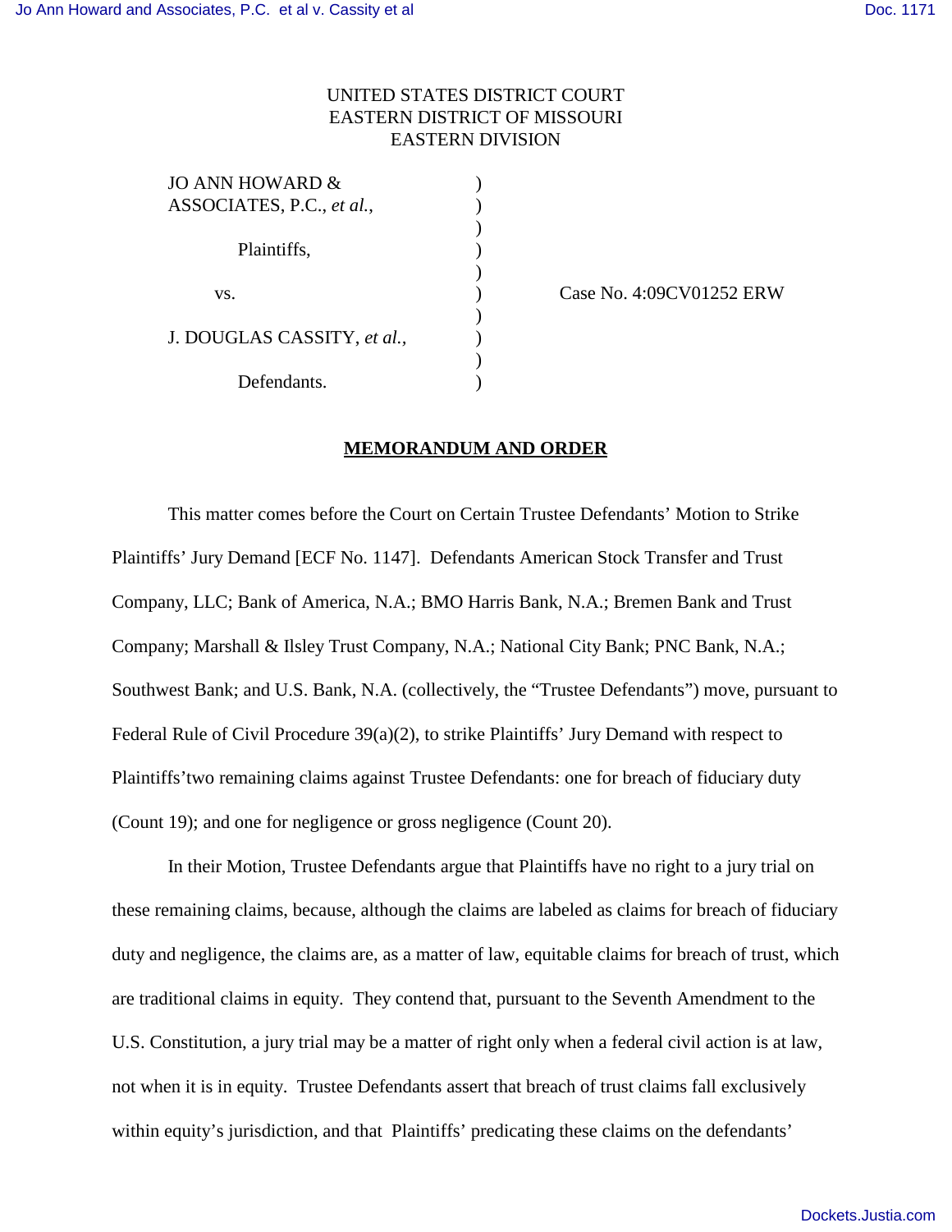UNITED STATES DISTRICT COURT
EASTERN DISTRICT OF MISSOURI
EASTERN DIVISION

JO ANN HOWARD & ASSOCIATES, P.C., *et al.*,

Plaintiffs,

vs.

J. DOUGLAS CASSITY, *et al.*,

Defendants.

Case No. 4:09CV01252 ERW

## MEMORANDUM AND ORDER

This matter comes before the Court on Certain Trustee Defendants' Motion to Strike Plaintiffs' Jury Demand [ECF No. 1147]. Defendants American Stock Transfer and Trust Company, LLC; Bank of America, N.A.; BMO Harris Bank, N.A.; Bremen Bank and Trust Company; Marshall & Ilsley Trust Company, N.A.; National City Bank; PNC Bank, N.A.; Southwest Bank; and U.S. Bank, N.A. (collectively, the "Trustee Defendants") move, pursuant to Federal Rule of Civil Procedure 39(a)(2), to strike Plaintiffs' Jury Demand with respect to Plaintiffs'two remaining claims against Trustee Defendants: one for breach of fiduciary duty (Count 19); and one for negligence or gross negligence (Count 20).

In their Motion, Trustee Defendants argue that Plaintiffs have no right to a jury trial on these remaining claims, because, although the claims are labeled as claims for breach of fiduciary duty and negligence, the claims are, as a matter of law, equitable claims for breach of trust, which are traditional claims in equity. They contend that, pursuant to the Seventh Amendment to the U.S. Constitution, a jury trial may be a matter of right only when a federal civil action is at law, not when it is in equity. Trustee Defendants assert that breach of trust claims fall exclusively within equity's jurisdiction, and that Plaintiffs' predicating these claims on the defendants'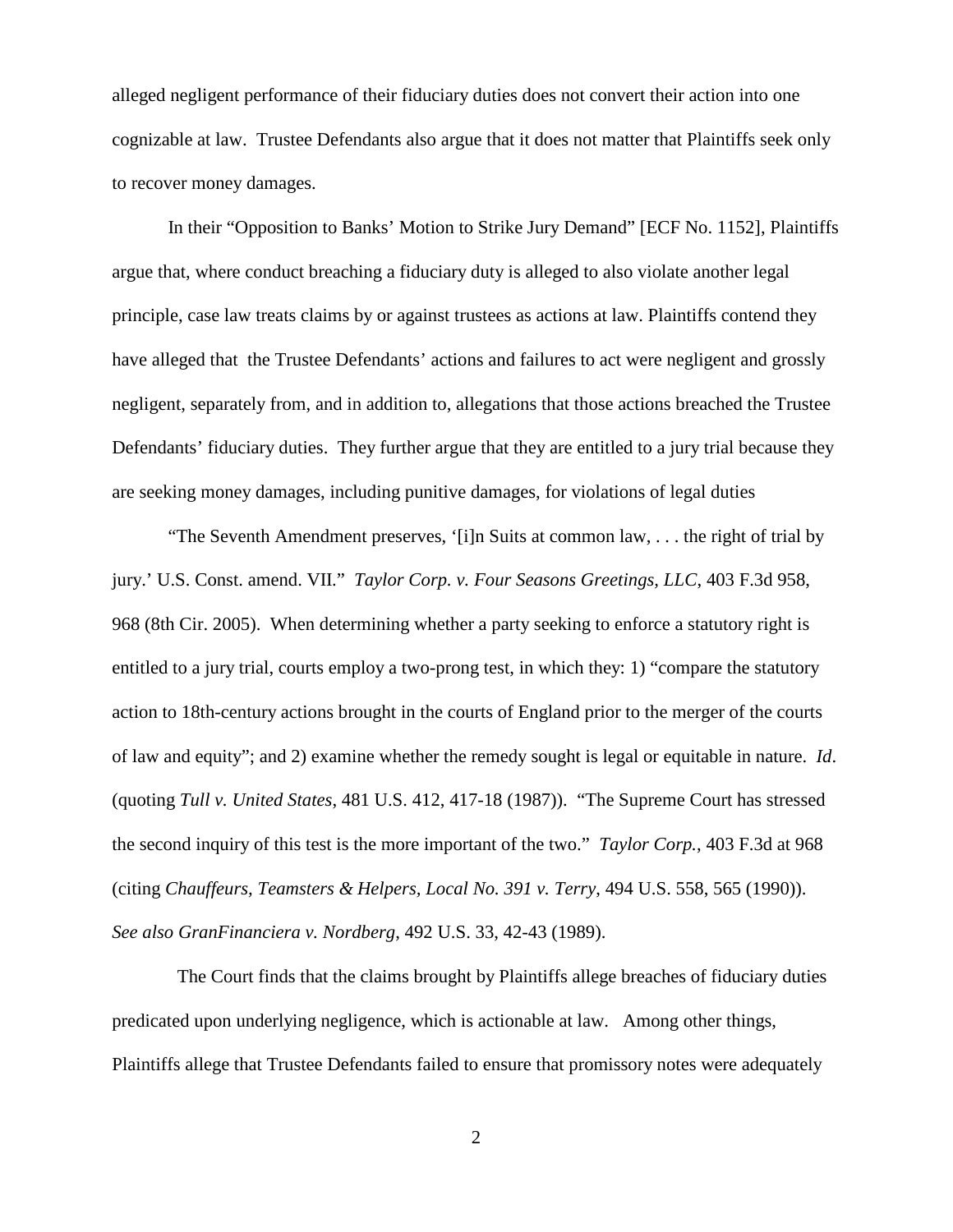alleged negligent performance of their fiduciary duties does not convert their action into one cognizable at law. Trustee Defendants also argue that it does not matter that Plaintiffs seek only to recover money damages.

In their "Opposition to Banks' Motion to Strike Jury Demand" [ECF No. 1152], Plaintiffs argue that, where conduct breaching a fiduciary duty is alleged to also violate another legal principle, case law treats claims by or against trustees as actions at law. Plaintiffs contend they have alleged that the Trustee Defendants' actions and failures to act were negligent and grossly negligent, separately from, and in addition to, allegations that those actions breached the Trustee Defendants' fiduciary duties. They further argue that they are entitled to a jury trial because they are seeking money damages, including punitive damages, for violations of legal duties

"The Seventh Amendment preserves, '[i]n Suits at common law, . . . the right of trial by jury.' U.S. Const. amend. VII." *Taylor Corp. v. Four Seasons Greetings, LLC*, 403 F.3d 958, 968 (8th Cir. 2005). When determining whether a party seeking to enforce a statutory right is entitled to a jury trial, courts employ a two-prong test, in which they: 1) "compare the statutory action to 18th-century actions brought in the courts of England prior to the merger of the courts of law and equity"; and 2) examine whether the remedy sought is legal or equitable in nature. *Id*. (quoting *Tull v. United States*, 481 U.S. 412, 417-18 (1987)). "The Supreme Court has stressed the second inquiry of this test is the more important of the two." *Taylor Corp.*, 403 F.3d at 968 (citing *Chauffeurs, Teamsters & Helpers, Local No. 391 v. Terry*, 494 U.S. 558, 565 (1990)). *See also GranFinanciera v. Nordberg*, 492 U.S. 33, 42-43 (1989).

The Court finds that the claims brought by Plaintiffs allege breaches of fiduciary duties predicated upon underlying negligence, which is actionable at law. Among other things, Plaintiffs allege that Trustee Defendants failed to ensure that promissory notes were adequately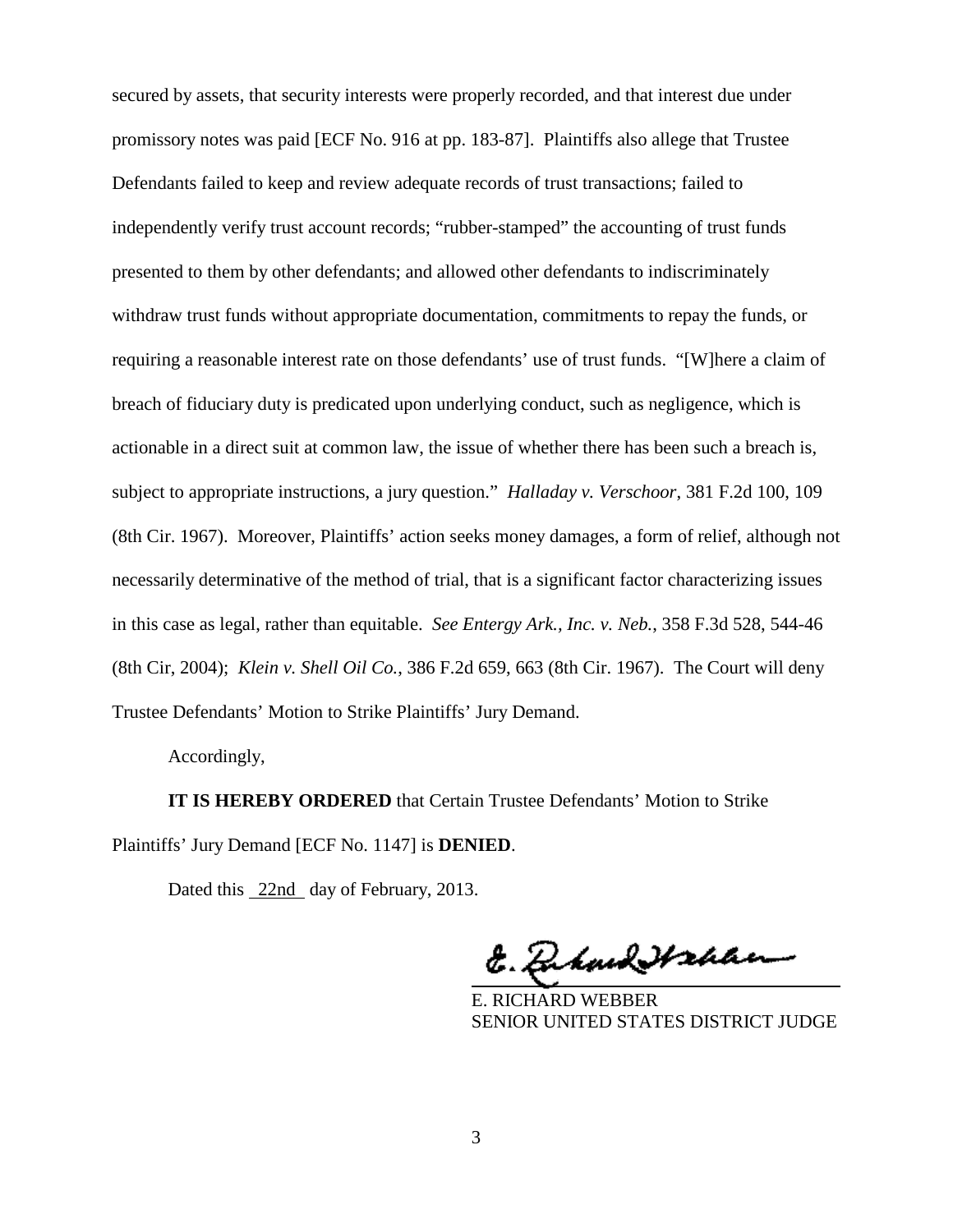secured by assets, that security interests were properly recorded, and that interest due under promissory notes was paid [ECF No. 916 at pp. 183-87]. Plaintiffs also allege that Trustee Defendants failed to keep and review adequate records of trust transactions; failed to independently verify trust account records; "rubber-stamped" the accounting of trust funds presented to them by other defendants; and allowed other defendants to indiscriminately withdraw trust funds without appropriate documentation, commitments to repay the funds, or requiring a reasonable interest rate on those defendants' use of trust funds. "[W]here a claim of breach of fiduciary duty is predicated upon underlying conduct, such as negligence, which is actionable in a direct suit at common law, the issue of whether there has been such a breach is, subject to appropriate instructions, a jury question." *Halladay v. Verschoor*, 381 F.2d 100, 109 (8th Cir. 1967). Moreover, Plaintiffs' action seeks money damages, a form of relief, although not necessarily determinative of the method of trial, that is a significant factor characterizing issues in this case as legal, rather than equitable. *See Entergy Ark., Inc. v. Neb.*, 358 F.3d 528, 544-46 (8th Cir, 2004); *Klein v. Shell Oil Co.*, 386 F.2d 659, 663 (8th Cir. 1967). The Court will deny Trustee Defendants' Motion to Strike Plaintiffs' Jury Demand.

Accordingly,

**IT IS HEREBY ORDERED** that Certain Trustee Defendants' Motion to Strike Plaintiffs' Jury Demand [ECF No. 1147] is **DENIED**.

Dated this 22nd day of February, 2013.

E. RICHARD WEBBER
SENIOR UNITED STATES DISTRICT JUDGE